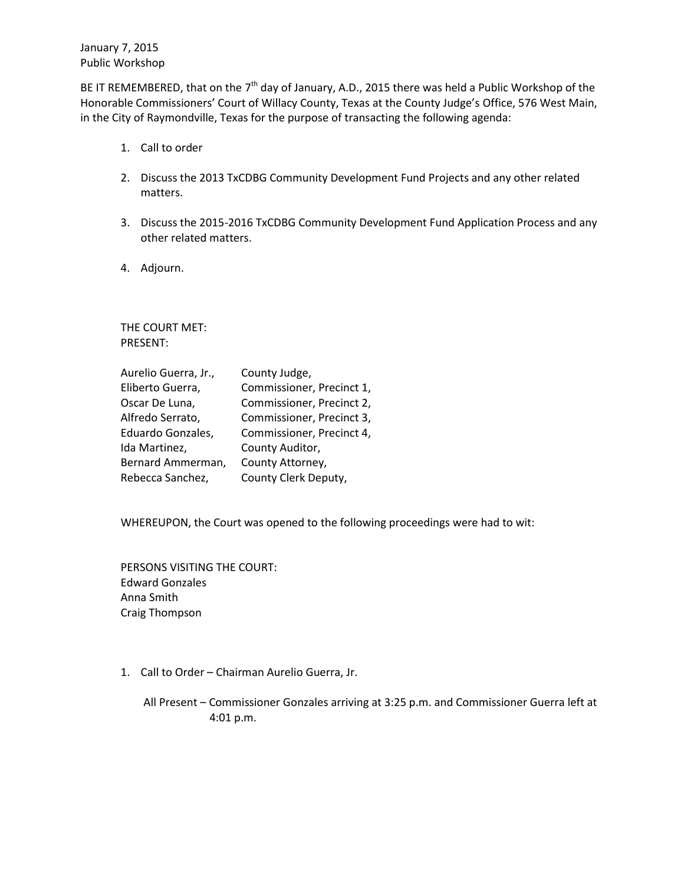January 7, 2015
Public Workshop

BE IT REMEMBERED, that on the 7th day of January, A.D., 2015 there was held a Public Workshop of the Honorable Commissioners' Court of Willacy County, Texas at the County Judge's Office, 576 West Main, in the City of Raymondville, Texas for the purpose of transacting the following agenda:

1. Call to order

2. Discuss the 2013 TxCDBG Community Development Fund Projects and any other related matters.

3. Discuss the 2015-2016 TxCDBG Community Development Fund Application Process and any other related matters.

4. Adjourn.

THE COURT MET:
PRESENT:

| | |
|---|---|
| Aurelio Guerra, Jr., | County Judge, |
| Eliberto Guerra, | Commissioner, Precinct 1, |
| Oscar De Luna, | Commissioner, Precinct 2, |
| Alfredo Serrato, | Commissioner, Precinct 3, |
| Eduardo Gonzales, | Commissioner, Precinct 4, |
| Ida Martinez, | County Auditor, |
| Bernard Ammerman, | County Attorney, |
| Rebecca Sanchez, | County Clerk Deputy, |

WHEREUPON, the Court was opened to the following proceedings were had to wit:

PERSONS VISITING THE COURT:
Edward Gonzales
Anna Smith
Craig Thompson

1. Call to Order – Chairman Aurelio Guerra, Jr.

   All Present – Commissioner Gonzales arriving at 3:25 p.m. and Commissioner Guerra left at 4:01 p.m.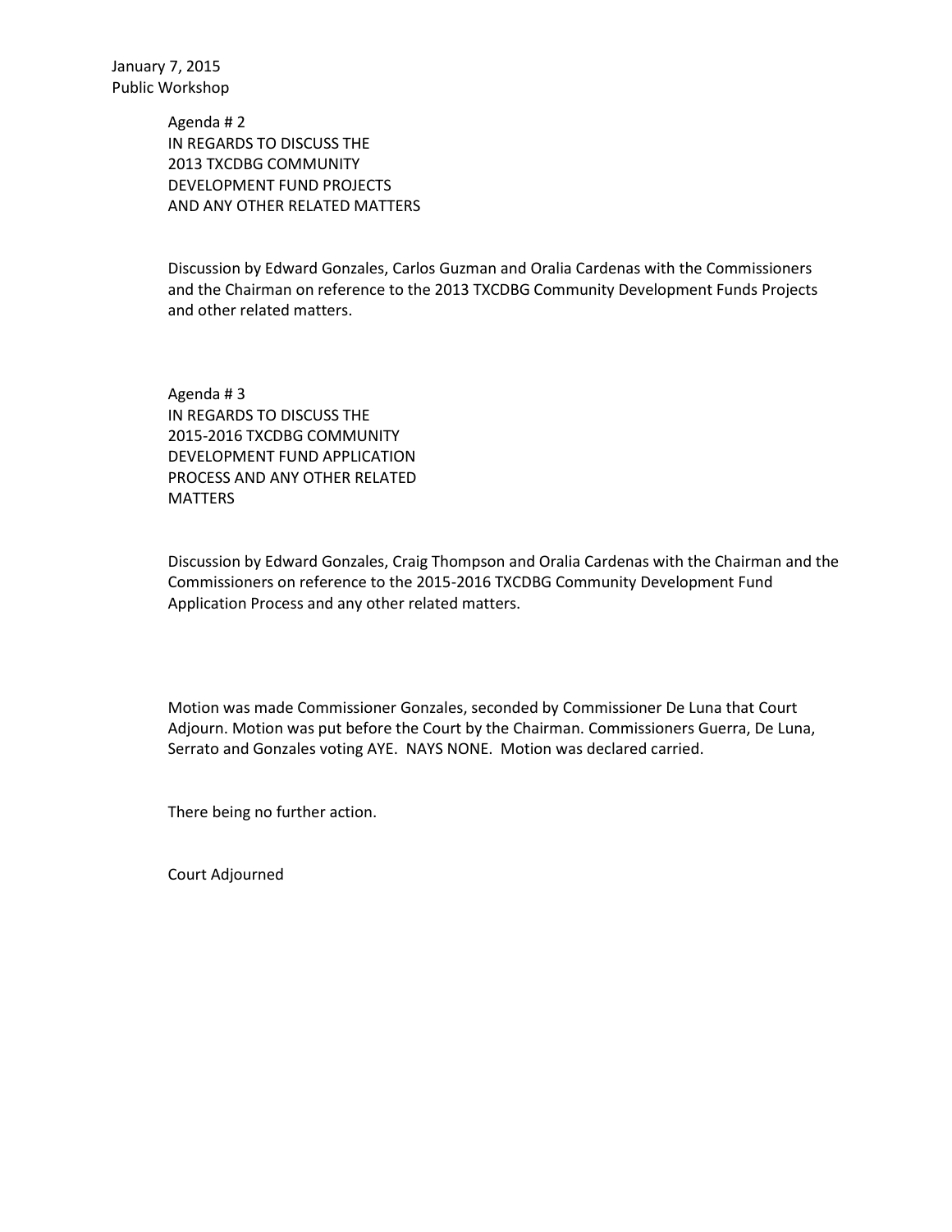January 7, 2015
Public Workshop

Agenda # 2
IN REGARDS TO DISCUSS THE
2013 TXCDBG COMMUNITY
DEVELOPMENT FUND PROJECTS
AND ANY OTHER RELATED MATTERS

Discussion by Edward Gonzales, Carlos Guzman and Oralia Cardenas with the Commissioners and the Chairman on reference to the 2013 TXCDBG Community Development Funds Projects and other related matters.

Agenda # 3
IN REGARDS TO DISCUSS THE
2015-2016 TXCDBG COMMUNITY
DEVELOPMENT FUND APPLICATION
PROCESS AND ANY OTHER RELATED
MATTERS

Discussion by Edward Gonzales, Craig Thompson and Oralia Cardenas with the Chairman and the Commissioners on reference to the 2015-2016 TXCDBG Community Development Fund Application Process and any other related matters.

Motion was made Commissioner Gonzales, seconded by Commissioner De Luna that Court Adjourn. Motion was put before the Court by the Chairman. Commissioners Guerra, De Luna, Serrato and Gonzales voting AYE. NAYS NONE. Motion was declared carried.

There being no further action.

Court Adjourned